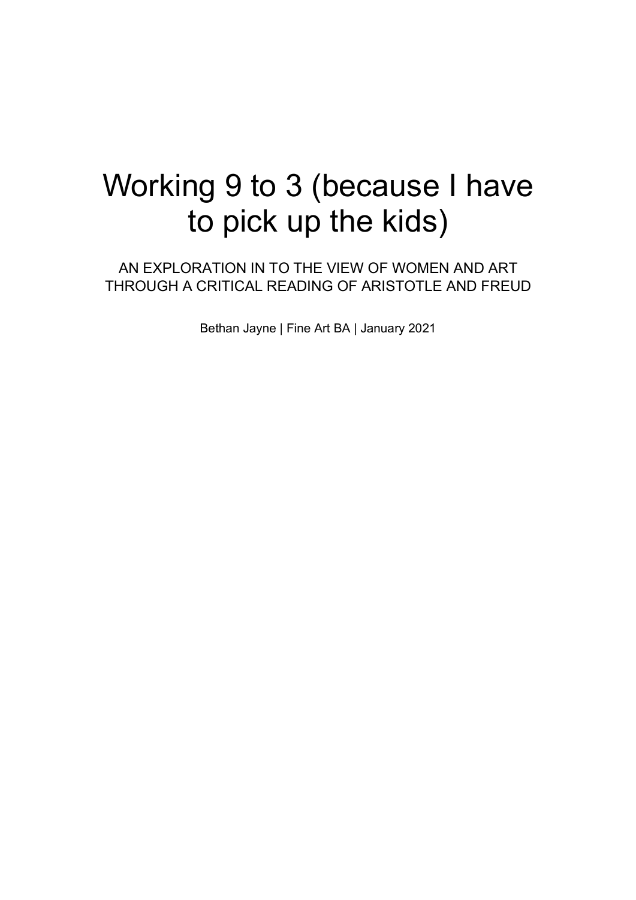# Working 9 to 3 (because I have to pick up the kids)

AN EXPLORATION IN TO THE VIEW OF WOMEN AND ART THROUGH A CRITICAL READING OF ARISTOTLE AND FREUD

Bethan Jayne | Fine Art BA | January 2021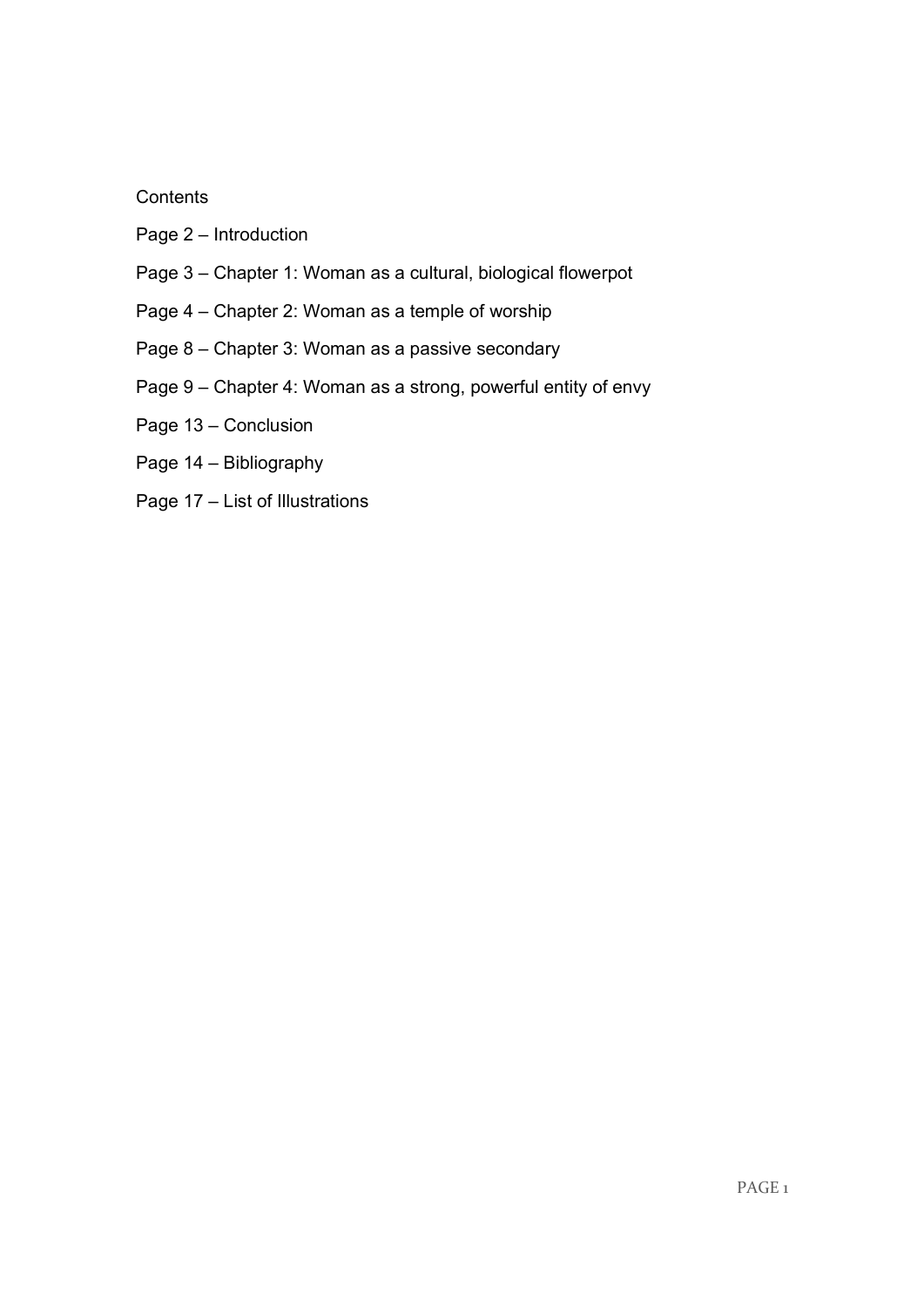Contents

Page 2 – Introduction

Page 3 – Chapter 1: Woman as a cultural, biological flowerpot

Page 4 – Chapter 2: Woman as a temple of worship

Page 8 – Chapter 3: Woman as a passive secondary

Page 9 – Chapter 4: Woman as a strong, powerful entity of envy

Page 13 – Conclusion

Page 14 – Bibliography

Page 17 – List of Illustrations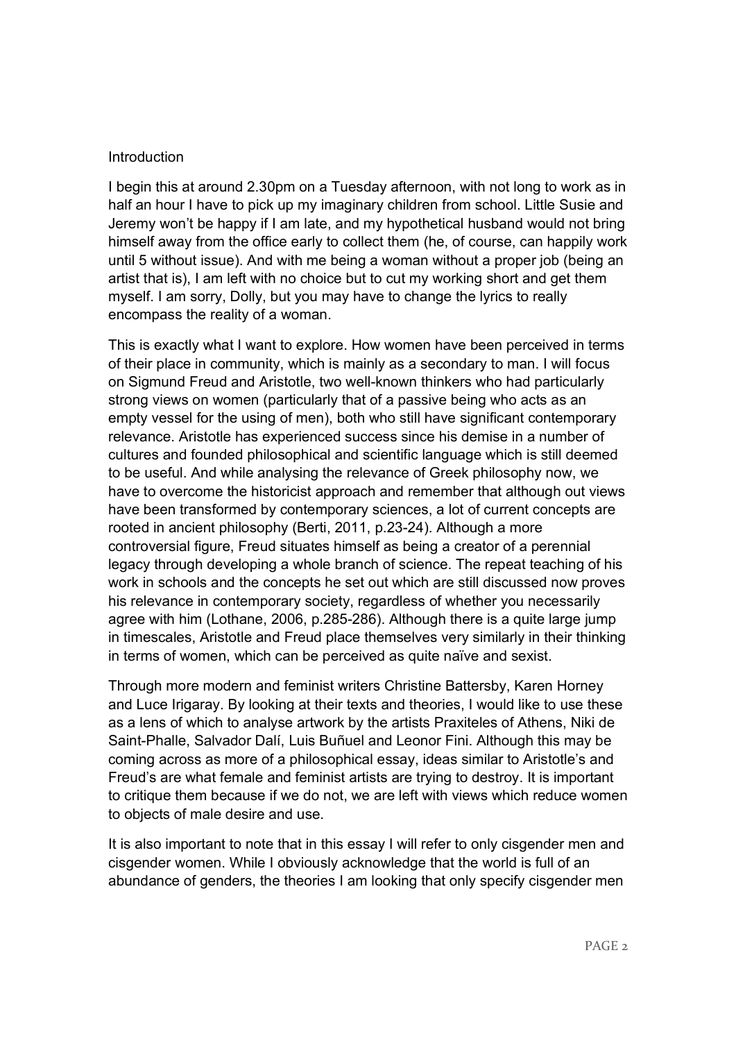## Introduction

I begin this at around 2.30pm on a Tuesday afternoon, with not long to work as in half an hour I have to pick up my imaginary children from school. Little Susie and Jeremy won't be happy if I am late, and my hypothetical husband would not bring himself away from the office early to collect them (he, of course, can happily work until 5 without issue). And with me being a woman without a proper job (being an artist that is), I am left with no choice but to cut my working short and get them myself. I am sorry, Dolly, but you may have to change the lyrics to really encompass the reality of a woman.

This is exactly what I want to explore. How women have been perceived in terms of their place in community, which is mainly as a secondary to man. I will focus on Sigmund Freud and Aristotle, two well-known thinkers who had particularly strong views on women (particularly that of a passive being who acts as an empty vessel for the using of men), both who still have significant contemporary relevance. Aristotle has experienced success since his demise in a number of cultures and founded philosophical and scientific language which is still deemed to be useful. And while analysing the relevance of Greek philosophy now, we have to overcome the historicist approach and remember that although out views have been transformed by contemporary sciences, a lot of current concepts are rooted in ancient philosophy (Berti, 2011, p.23-24). Although a more controversial figure, Freud situates himself as being a creator of a perennial legacy through developing a whole branch of science. The repeat teaching of his work in schools and the concepts he set out which are still discussed now proves his relevance in contemporary society, regardless of whether you necessarily agree with him (Lothane, 2006, p.285-286). Although there is a quite large jump in timescales, Aristotle and Freud place themselves very similarly in their thinking in terms of women, which can be perceived as quite naïve and sexist.

Through more modern and feminist writers Christine Battersby, Karen Horney and Luce Irigaray. By looking at their texts and theories, I would like to use these as a lens of which to analyse artwork by the artists Praxiteles of Athens, Niki de Saint-Phalle, Salvador Dalí, Luis Buñuel and Leonor Fini. Although this may be coming across as more of a philosophical essay, ideas similar to Aristotle's and Freud's are what female and feminist artists are trying to destroy. It is important to critique them because if we do not, we are left with views which reduce women to objects of male desire and use.

It is also important to note that in this essay I will refer to only cisgender men and cisgender women. While I obviously acknowledge that the world is full of an abundance of genders, the theories I am looking that only specify cisgender men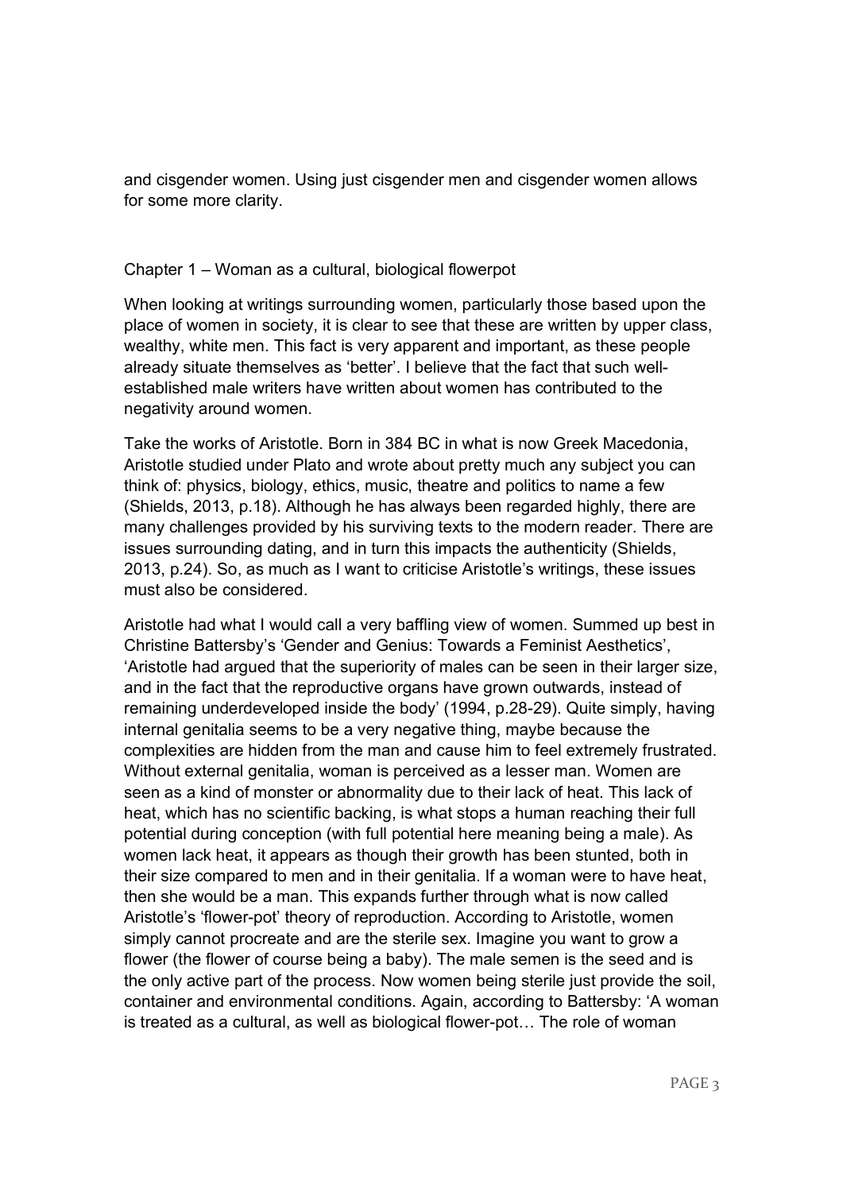and cisgender women. Using just cisgender men and cisgender women allows for some more clarity.

## Chapter 1 – Woman as a cultural, biological flowerpot

When looking at writings surrounding women, particularly those based upon the place of women in society, it is clear to see that these are written by upper class, wealthy, white men. This fact is very apparent and important, as these people already situate themselves as 'better'. I believe that the fact that such well-established male writers have written about women has contributed to the negativity around women.

Take the works of Aristotle. Born in 384 BC in what is now Greek Macedonia, Aristotle studied under Plato and wrote about pretty much any subject you can think of: physics, biology, ethics, music, theatre and politics to name a few (Shields, 2013, p.18). Although he has always been regarded highly, there are many challenges provided by his surviving texts to the modern reader. There are issues surrounding dating, and in turn this impacts the authenticity (Shields, 2013, p.24). So, as much as I want to criticise Aristotle's writings, these issues must also be considered.

Aristotle had what I would call a very baffling view of women. Summed up best in Christine Battersby's 'Gender and Genius: Towards a Feminist Aesthetics', 'Aristotle had argued that the superiority of males can be seen in their larger size, and in the fact that the reproductive organs have grown outwards, instead of remaining underdeveloped inside the body' (1994, p.28-29). Quite simply, having internal genitalia seems to be a very negative thing, maybe because the complexities are hidden from the man and cause him to feel extremely frustrated. Without external genitalia, woman is perceived as a lesser man. Women are seen as a kind of monster or abnormality due to their lack of heat. This lack of heat, which has no scientific backing, is what stops a human reaching their full potential during conception (with full potential here meaning being a male). As women lack heat, it appears as though their growth has been stunted, both in their size compared to men and in their genitalia. If a woman were to have heat, then she would be a man. This expands further through what is now called Aristotle's 'flower-pot' theory of reproduction. According to Aristotle, women simply cannot procreate and are the sterile sex. Imagine you want to grow a flower (the flower of course being a baby). The male semen is the seed and is the only active part of the process. Now women being sterile just provide the soil, container and environmental conditions. Again, according to Battersby: 'A woman is treated as a cultural, as well as biological flower-pot… The role of woman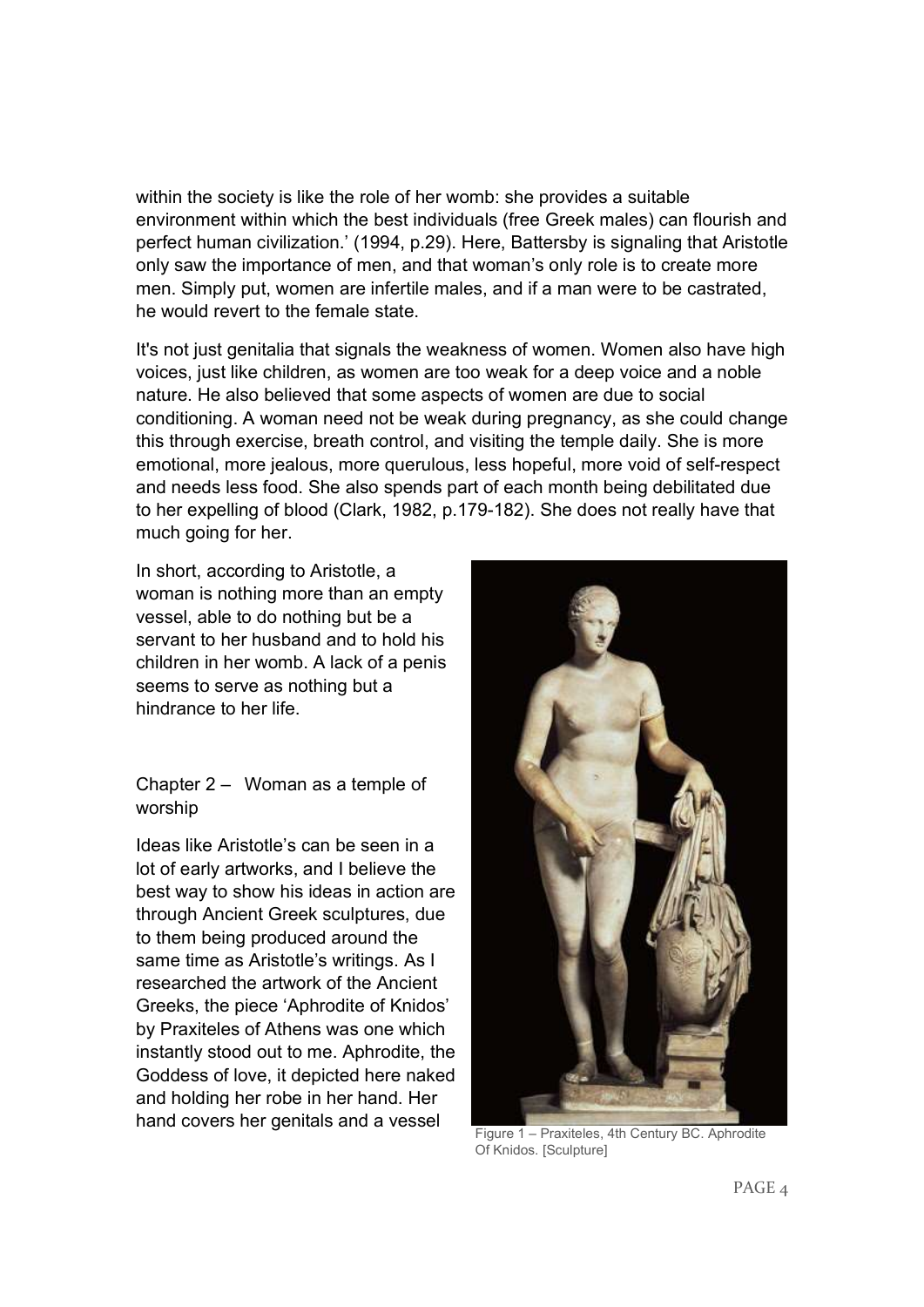within the society is like the role of her womb: she provides a suitable environment within which the best individuals (free Greek males) can flourish and perfect human civilization.' (1994, p.29). Here, Battersby is signaling that Aristotle only saw the importance of men, and that woman's only role is to create more men. Simply put, women are infertile males, and if a man were to be castrated, he would revert to the female state.

It's not just genitalia that signals the weakness of women. Women also have high voices, just like children, as women are too weak for a deep voice and a noble nature. He also believed that some aspects of women are due to social conditioning. A woman need not be weak during pregnancy, as she could change this through exercise, breath control, and visiting the temple daily. She is more emotional, more jealous, more querulous, less hopeful, more void of self-respect and needs less food. She also spends part of each month being debilitated due to her expelling of blood (Clark, 1982, p.179-182). She does not really have that much going for her.

In short, according to Aristotle, a woman is nothing more than an empty vessel, able to do nothing but be a servant to her husband and to hold his children in her womb. A lack of a penis seems to serve as nothing but a hindrance to her life.

## Chapter 2 – Woman as a temple of worship

Ideas like Aristotle's can be seen in a lot of early artworks, and I believe the best way to show his ideas in action are through Ancient Greek sculptures, due to them being produced around the same time as Aristotle's writings. As I researched the artwork of the Ancient Greeks, the piece 'Aphrodite of Knidos' by Praxiteles of Athens was one which instantly stood out to me. Aphrodite, the Goddess of love, it depicted here naked and holding her robe in her hand. Her hand covers her genitals and a vessel

Figure 1 – Praxiteles, 4th Century BC. Aphrodite Of Knidos. [Sculpture]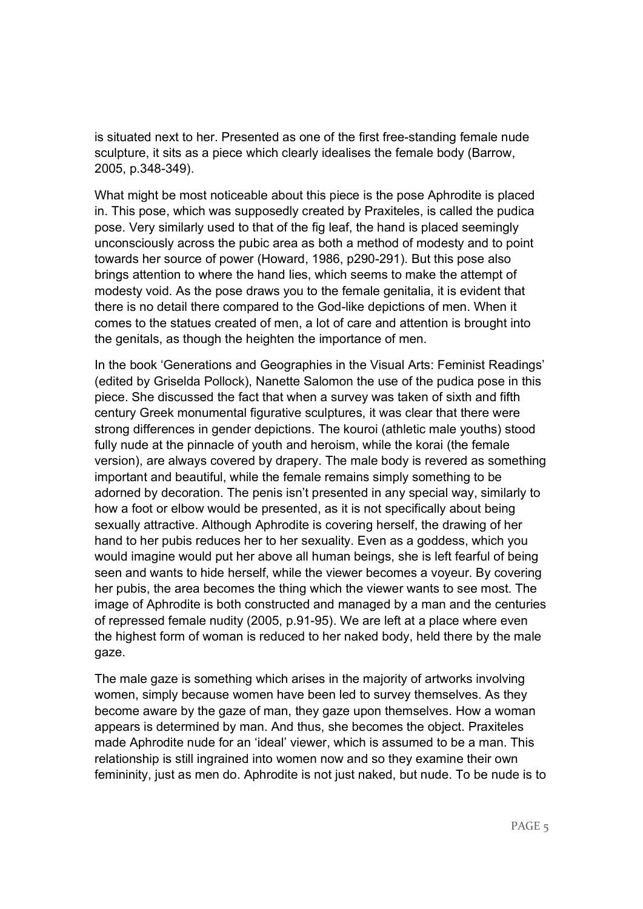is situated next to her. Presented as one of the first free-standing female nude sculpture, it sits as a piece which clearly idealises the female body (Barrow, 2005, p.348-349).

What might be most noticeable about this piece is the pose Aphrodite is placed in. This pose, which was supposedly created by Praxiteles, is called the pudica pose. Very similarly used to that of the fig leaf, the hand is placed seemingly unconsciously across the pubic area as both a method of modesty and to point towards her source of power (Howard, 1986, p290-291). But this pose also brings attention to where the hand lies, which seems to make the attempt of modesty void. As the pose draws you to the female genitalia, it is evident that there is no detail there compared to the God-like depictions of men. When it comes to the statues created of men, a lot of care and attention is brought into the genitals, as though the heighten the importance of men.

In the book 'Generations and Geographies in the Visual Arts: Feminist Readings' (edited by Griselda Pollock), Nanette Salomon the use of the pudica pose in this piece. She discussed the fact that when a survey was taken of sixth and fifth century Greek monumental figurative sculptures, it was clear that there were strong differences in gender depictions. The kouroi (athletic male youths) stood fully nude at the pinnacle of youth and heroism, while the korai (the female version), are always covered by drapery. The male body is revered as something important and beautiful, while the female remains simply something to be adorned by decoration. The penis isn't presented in any special way, similarly to how a foot or elbow would be presented, as it is not specifically about being sexually attractive. Although Aphrodite is covering herself, the drawing of her hand to her pubis reduces her to her sexuality. Even as a goddess, which you would imagine would put her above all human beings, she is left fearful of being seen and wants to hide herself, while the viewer becomes a voyeur. By covering her pubis, the area becomes the thing which the viewer wants to see most. The image of Aphrodite is both constructed and managed by a man and the centuries of repressed female nudity (2005, p.91-95). We are left at a place where even the highest form of woman is reduced to her naked body, held there by the male gaze.

The male gaze is something which arises in the majority of artworks involving women, simply because women have been led to survey themselves. As they become aware by the gaze of man, they gaze upon themselves. How a woman appears is determined by man. And thus, she becomes the object. Praxiteles made Aphrodite nude for an 'ideal' viewer, which is assumed to be a man. This relationship is still ingrained into women now and so they examine their own femininity, just as men do. Aphrodite is not just naked, but nude. To be nude is to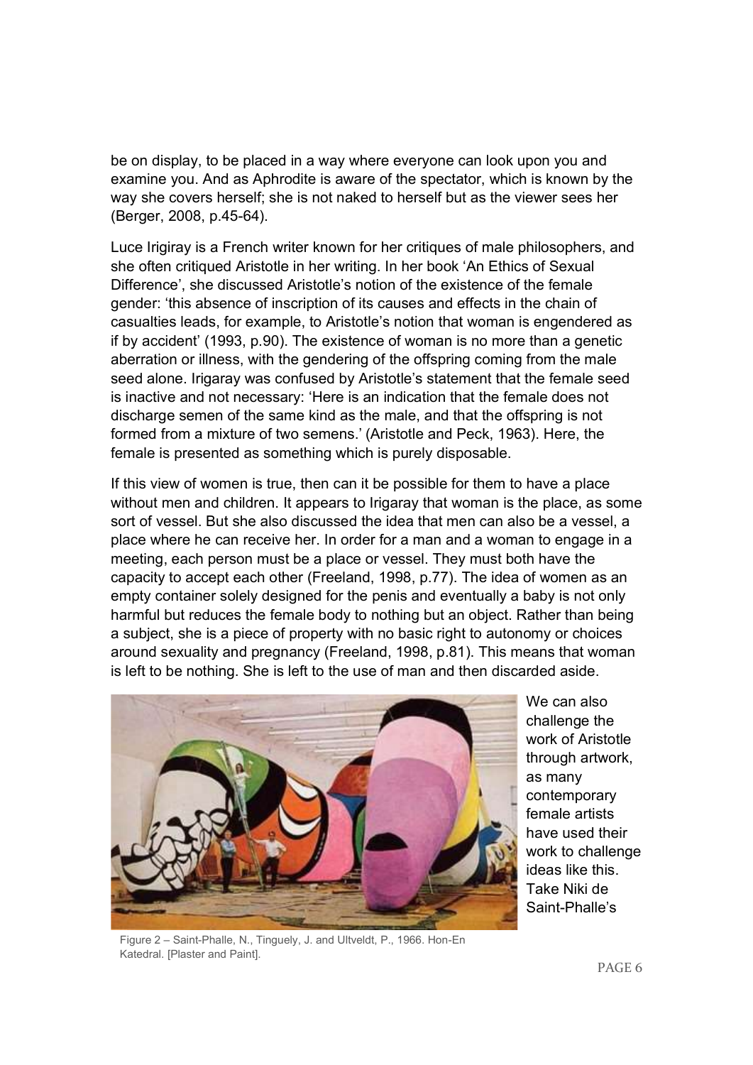be on display, to be placed in a way where everyone can look upon you and examine you. And as Aphrodite is aware of the spectator, which is known by the way she covers herself; she is not naked to herself but as the viewer sees her (Berger, 2008, p.45-64).

Luce Irigiray is a French writer known for her critiques of male philosophers, and she often critiqued Aristotle in her writing. In her book 'An Ethics of Sexual Difference', she discussed Aristotle's notion of the existence of the female gender: 'this absence of inscription of its causes and effects in the chain of casualties leads, for example, to Aristotle's notion that woman is engendered as if by accident' (1993, p.90). The existence of woman is no more than a genetic aberration or illness, with the gendering of the offspring coming from the male seed alone. Irigaray was confused by Aristotle's statement that the female seed is inactive and not necessary: 'Here is an indication that the female does not discharge semen of the same kind as the male, and that the offspring is not formed from a mixture of two semens.' (Aristotle and Peck, 1963). Here, the female is presented as something which is purely disposable.

If this view of women is true, then can it be possible for them to have a place without men and children. It appears to Irigaray that woman is the place, as some sort of vessel. But she also discussed the idea that men can also be a vessel, a place where he can receive her. In order for a man and a woman to engage in a meeting, each person must be a place or vessel. They must both have the capacity to accept each other (Freeland, 1998, p.77). The idea of women as an empty container solely designed for the penis and eventually a baby is not only harmful but reduces the female body to nothing but an object. Rather than being a subject, she is a piece of property with no basic right to autonomy or choices around sexuality and pregnancy (Freeland, 1998, p.81). This means that woman is left to be nothing. She is left to the use of man and then discarded aside.

Figure 2 – Saint-Phalle, N., Tinguely, J. and Ultveldt, P., 1966. Hon-En Katedral. [Plaster and Paint].

We can also challenge the work of Aristotle through artwork, as many contemporary female artists have used their work to challenge ideas like this. Take Niki de Saint-Phalle's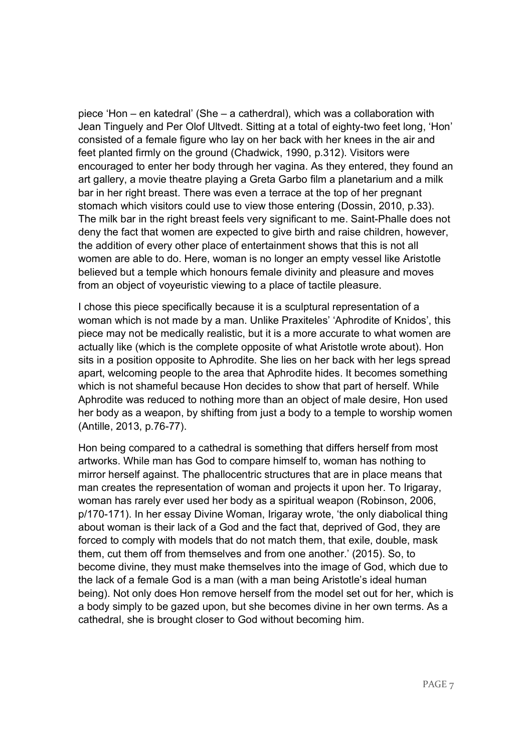piece 'Hon – en katedral' (She – a catherdral), which was a collaboration with Jean Tinguely and Per Olof Ultvedt. Sitting at a total of eighty-two feet long, 'Hon' consisted of a female figure who lay on her back with her knees in the air and feet planted firmly on the ground (Chadwick, 1990, p.312). Visitors were encouraged to enter her body through her vagina. As they entered, they found an art gallery, a movie theatre playing a Greta Garbo film a planetarium and a milk bar in her right breast. There was even a terrace at the top of her pregnant stomach which visitors could use to view those entering (Dossin, 2010, p.33). The milk bar in the right breast feels very significant to me. Saint-Phalle does not deny the fact that women are expected to give birth and raise children, however, the addition of every other place of entertainment shows that this is not all women are able to do. Here, woman is no longer an empty vessel like Aristotle believed but a temple which honours female divinity and pleasure and moves from an object of voyeuristic viewing to a place of tactile pleasure.

I chose this piece specifically because it is a sculptural representation of a woman which is not made by a man. Unlike Praxiteles' 'Aphrodite of Knidos', this piece may not be medically realistic, but it is a more accurate to what women are actually like (which is the complete opposite of what Aristotle wrote about). Hon sits in a position opposite to Aphrodite. She lies on her back with her legs spread apart, welcoming people to the area that Aphrodite hides. It becomes something which is not shameful because Hon decides to show that part of herself. While Aphrodite was reduced to nothing more than an object of male desire, Hon used her body as a weapon, by shifting from just a body to a temple to worship women (Antille, 2013, p.76-77).

Hon being compared to a cathedral is something that differs herself from most artworks. While man has God to compare himself to, woman has nothing to mirror herself against. The phallocentric structures that are in place means that man creates the representation of woman and projects it upon her. To Irigaray, woman has rarely ever used her body as a spiritual weapon (Robinson, 2006, p/170-171). In her essay Divine Woman, Irigaray wrote, 'the only diabolical thing about woman is their lack of a God and the fact that, deprived of God, they are forced to comply with models that do not match them, that exile, double, mask them, cut them off from themselves and from one another.' (2015). So, to become divine, they must make themselves into the image of God, which due to the lack of a female God is a man (with a man being Aristotle's ideal human being). Not only does Hon remove herself from the model set out for her, which is a body simply to be gazed upon, but she becomes divine in her own terms. As a cathedral, she is brought closer to God without becoming him.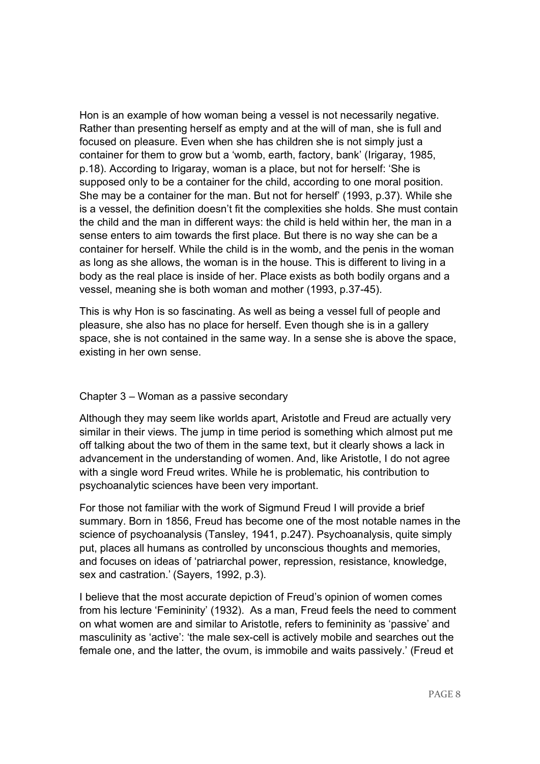Hon is an example of how woman being a vessel is not necessarily negative. Rather than presenting herself as empty and at the will of man, she is full and focused on pleasure. Even when she has children she is not simply just a container for them to grow but a 'womb, earth, factory, bank' (Irigaray, 1985, p.18). According to Irigaray, woman is a place, but not for herself: 'She is supposed only to be a container for the child, according to one moral position. She may be a container for the man. But not for herself' (1993, p.37). While she is a vessel, the definition doesn't fit the complexities she holds. She must contain the child and the man in different ways: the child is held within her, the man in a sense enters to aim towards the first place. But there is no way she can be a container for herself. While the child is in the womb, and the penis in the woman as long as she allows, the woman is in the house. This is different to living in a body as the real place is inside of her. Place exists as both bodily organs and a vessel, meaning she is both woman and mother (1993, p.37-45).

This is why Hon is so fascinating. As well as being a vessel full of people and pleasure, she also has no place for herself. Even though she is in a gallery space, she is not contained in the same way. In a sense she is above the space, existing in her own sense.

## Chapter 3 – Woman as a passive secondary

Although they may seem like worlds apart, Aristotle and Freud are actually very similar in their views. The jump in time period is something which almost put me off talking about the two of them in the same text, but it clearly shows a lack in advancement in the understanding of women. And, like Aristotle, I do not agree with a single word Freud writes. While he is problematic, his contribution to psychoanalytic sciences have been very important.

For those not familiar with the work of Sigmund Freud I will provide a brief summary. Born in 1856, Freud has become one of the most notable names in the science of psychoanalysis (Tansley, 1941, p.247). Psychoanalysis, quite simply put, places all humans as controlled by unconscious thoughts and memories, and focuses on ideas of 'patriarchal power, repression, resistance, knowledge, sex and castration.' (Sayers, 1992, p.3).

I believe that the most accurate depiction of Freud's opinion of women comes from his lecture 'Femininity' (1932). As a man, Freud feels the need to comment on what women are and similar to Aristotle, refers to femininity as 'passive' and masculinity as 'active': 'the male sex-cell is actively mobile and searches out the female one, and the latter, the ovum, is immobile and waits passively.' (Freud et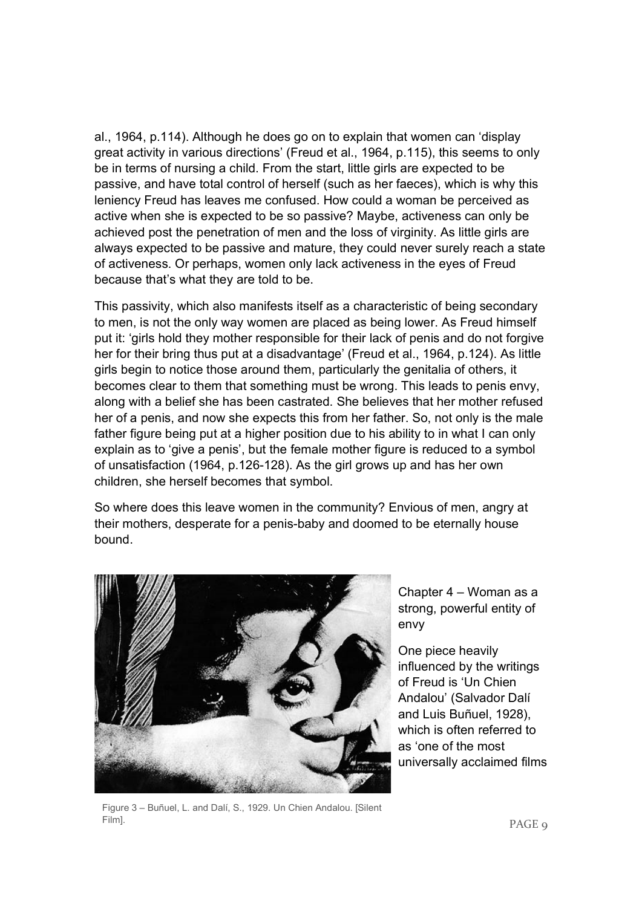al., 1964, p.114). Although he does go on to explain that women can 'display great activity in various directions' (Freud et al., 1964, p.115), this seems to only be in terms of nursing a child. From the start, little girls are expected to be passive, and have total control of herself (such as her faeces), which is why this leniency Freud has leaves me confused. How could a woman be perceived as active when she is expected to be so passive? Maybe, activeness can only be achieved post the penetration of men and the loss of virginity. As little girls are always expected to be passive and mature, they could never surely reach a state of activeness. Or perhaps, women only lack activeness in the eyes of Freud because that's what they are told to be.

This passivity, which also manifests itself as a characteristic of being secondary to men, is not the only way women are placed as being lower. As Freud himself put it: 'girls hold they mother responsible for their lack of penis and do not forgive her for their bring thus put at a disadvantage' (Freud et al., 1964, p.124). As little girls begin to notice those around them, particularly the genitalia of others, it becomes clear to them that something must be wrong. This leads to penis envy, along with a belief she has been castrated. She believes that her mother refused her of a penis, and now she expects this from her father. So, not only is the male father figure being put at a higher position due to his ability to in what I can only explain as to 'give a penis', but the female mother figure is reduced to a symbol of unsatisfaction (1964, p.126-128). As the girl grows up and has her own children, she herself becomes that symbol.

So where does this leave women in the community? Envious of men, angry at their mothers, desperate for a penis-baby and doomed to be eternally house bound.

Figure 3 – Buñuel, L. and Dalí, S., 1929. Un Chien Andalou. [Silent Film].

## Chapter 4 – Woman as a strong, powerful entity of envy

One piece heavily influenced by the writings of Freud is 'Un Chien Andalou' (Salvador Dalí and Luis Buñuel, 1928), which is often referred to as 'one of the most universally acclaimed films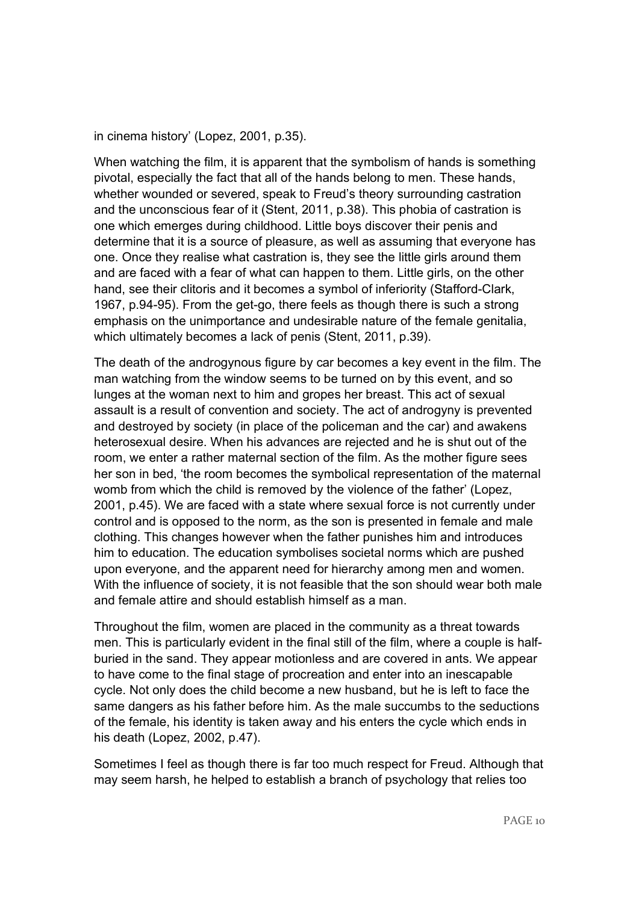in cinema history' (Lopez, 2001, p.35).

When watching the film, it is apparent that the symbolism of hands is something pivotal, especially the fact that all of the hands belong to men. These hands, whether wounded or severed, speak to Freud's theory surrounding castration and the unconscious fear of it (Stent, 2011, p.38). This phobia of castration is one which emerges during childhood. Little boys discover their penis and determine that it is a source of pleasure, as well as assuming that everyone has one. Once they realise what castration is, they see the little girls around them and are faced with a fear of what can happen to them. Little girls, on the other hand, see their clitoris and it becomes a symbol of inferiority (Stafford-Clark, 1967, p.94-95). From the get-go, there feels as though there is such a strong emphasis on the unimportance and undesirable nature of the female genitalia, which ultimately becomes a lack of penis (Stent, 2011, p.39).

The death of the androgynous figure by car becomes a key event in the film. The man watching from the window seems to be turned on by this event, and so lunges at the woman next to him and gropes her breast. This act of sexual assault is a result of convention and society. The act of androgyny is prevented and destroyed by society (in place of the policeman and the car) and awakens heterosexual desire. When his advances are rejected and he is shut out of the room, we enter a rather maternal section of the film. As the mother figure sees her son in bed, 'the room becomes the symbolical representation of the maternal womb from which the child is removed by the violence of the father' (Lopez, 2001, p.45). We are faced with a state where sexual force is not currently under control and is opposed to the norm, as the son is presented in female and male clothing. This changes however when the father punishes him and introduces him to education. The education symbolises societal norms which are pushed upon everyone, and the apparent need for hierarchy among men and women. With the influence of society, it is not feasible that the son should wear both male and female attire and should establish himself as a man.

Throughout the film, women are placed in the community as a threat towards men. This is particularly evident in the final still of the film, where a couple is half-buried in the sand. They appear motionless and are covered in ants. We appear to have come to the final stage of procreation and enter into an inescapable cycle. Not only does the child become a new husband, but he is left to face the same dangers as his father before him. As the male succumbs to the seductions of the female, his identity is taken away and his enters the cycle which ends in his death (Lopez, 2002, p.47).

Sometimes I feel as though there is far too much respect for Freud. Although that may seem harsh, he helped to establish a branch of psychology that relies too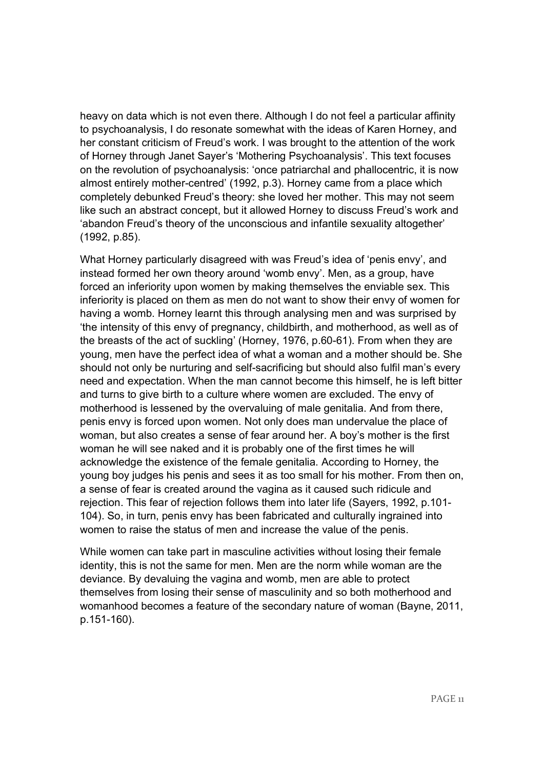heavy on data which is not even there. Although I do not feel a particular affinity to psychoanalysis, I do resonate somewhat with the ideas of Karen Horney, and her constant criticism of Freud's work. I was brought to the attention of the work of Horney through Janet Sayer's 'Mothering Psychoanalysis'. This text focuses on the revolution of psychoanalysis: 'once patriarchal and phallocentric, it is now almost entirely mother-centred' (1992, p.3). Horney came from a place which completely debunked Freud's theory: she loved her mother. This may not seem like such an abstract concept, but it allowed Horney to discuss Freud's work and 'abandon Freud's theory of the unconscious and infantile sexuality altogether' (1992, p.85).

What Horney particularly disagreed with was Freud's idea of 'penis envy', and instead formed her own theory around 'womb envy'. Men, as a group, have forced an inferiority upon women by making themselves the enviable sex. This inferiority is placed on them as men do not want to show their envy of women for having a womb. Horney learnt this through analysing men and was surprised by 'the intensity of this envy of pregnancy, childbirth, and motherhood, as well as of the breasts of the act of suckling' (Horney, 1976, p.60-61). From when they are young, men have the perfect idea of what a woman and a mother should be. She should not only be nurturing and self-sacrificing but should also fulfil man's every need and expectation. When the man cannot become this himself, he is left bitter and turns to give birth to a culture where women are excluded. The envy of motherhood is lessened by the overvaluing of male genitalia. And from there, penis envy is forced upon women. Not only does man undervalue the place of woman, but also creates a sense of fear around her. A boy's mother is the first woman he will see naked and it is probably one of the first times he will acknowledge the existence of the female genitalia. According to Horney, the young boy judges his penis and sees it as too small for his mother. From then on, a sense of fear is created around the vagina as it caused such ridicule and rejection. This fear of rejection follows them into later life (Sayers, 1992, p.101-104). So, in turn, penis envy has been fabricated and culturally ingrained into women to raise the status of men and increase the value of the penis.

While women can take part in masculine activities without losing their female identity, this is not the same for men. Men are the norm while woman are the deviance. By devaluing the vagina and womb, men are able to protect themselves from losing their sense of masculinity and so both motherhood and womanhood becomes a feature of the secondary nature of woman (Bayne, 2011, p.151-160).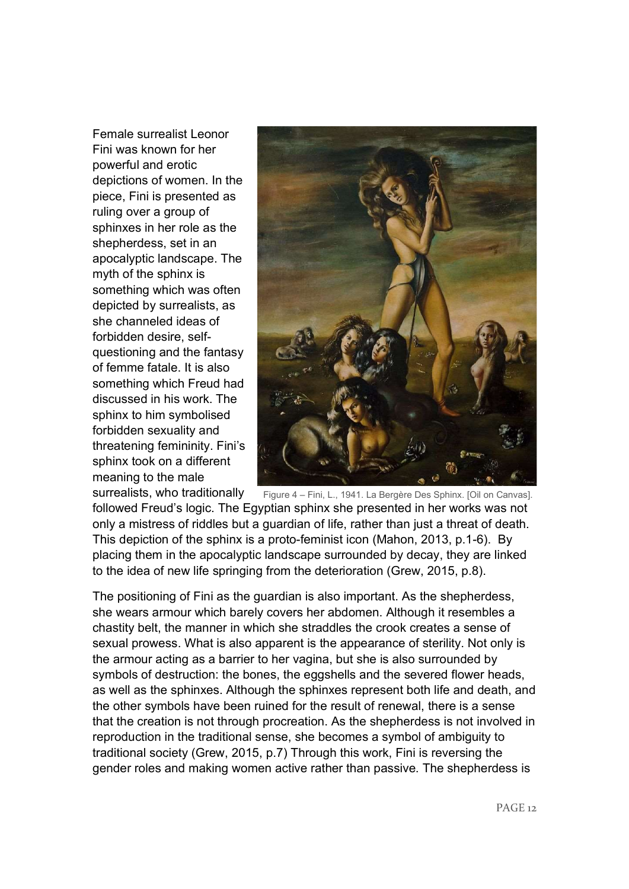Female surrealist Leonor Fini was known for her powerful and erotic depictions of women. In the piece, Fini is presented as ruling over a group of sphinxes in her role as the shepherdess, set in an apocalyptic landscape. The myth of the sphinx is something which was often depicted by surrealists, as she channeled ideas of forbidden desire, self-questioning and the fantasy of femme fatale. It is also something which Freud had discussed in his work. The sphinx to him symbolised forbidden sexuality and threatening femininity. Fini's sphinx took on a different meaning to the male surrealists, who traditionally followed Freud's logic. The Egyptian sphinx she presented in her works was not only a mistress of riddles but a guardian of life, rather than just a threat of death. This depiction of the sphinx is a proto-feminist icon (Mahon, 2013, p.1-6). By placing them in the apocalyptic landscape surrounded by decay, they are linked to the idea of new life springing from the deterioration (Grew, 2015, p.8).

Figure 4 – Fini, L., 1941. La Bergère Des Sphinx. [Oil on Canvas].

The positioning of Fini as the guardian is also important. As the shepherdess, she wears armour which barely covers her abdomen. Although it resembles a chastity belt, the manner in which she straddles the crook creates a sense of sexual prowess. What is also apparent is the appearance of sterility. Not only is the armour acting as a barrier to her vagina, but she is also surrounded by symbols of destruction: the bones, the eggshells and the severed flower heads, as well as the sphinxes. Although the sphinxes represent both life and death, and the other symbols have been ruined for the result of renewal, there is a sense that the creation is not through procreation. As the shepherdess is not involved in reproduction in the traditional sense, she becomes a symbol of ambiguity to traditional society (Grew, 2015, p.7) Through this work, Fini is reversing the gender roles and making women active rather than passive. The shepherdess is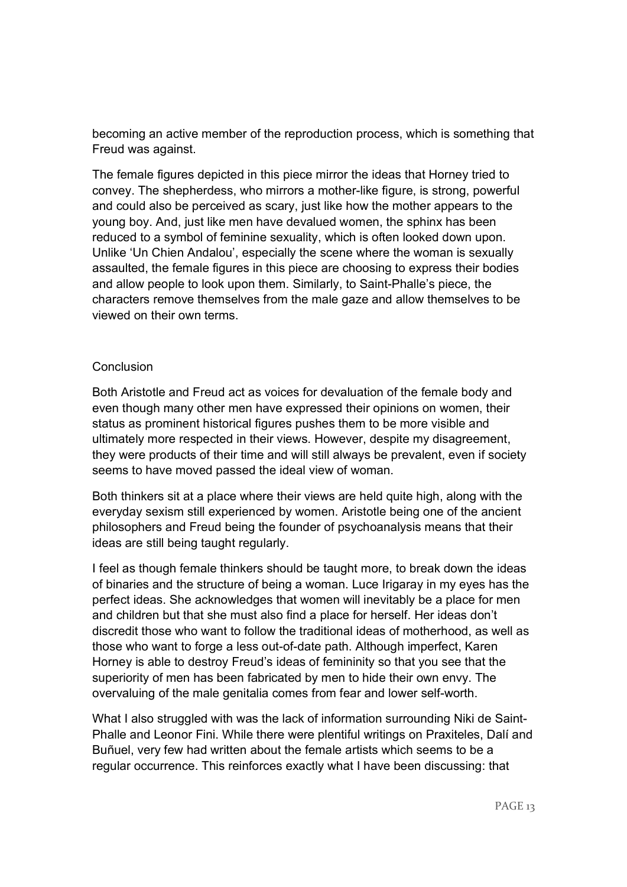becoming an active member of the reproduction process, which is something that Freud was against.

The female figures depicted in this piece mirror the ideas that Horney tried to convey. The shepherdess, who mirrors a mother-like figure, is strong, powerful and could also be perceived as scary, just like how the mother appears to the young boy. And, just like men have devalued women, the sphinx has been reduced to a symbol of feminine sexuality, which is often looked down upon. Unlike 'Un Chien Andalou', especially the scene where the woman is sexually assaulted, the female figures in this piece are choosing to express their bodies and allow people to look upon them. Similarly, to Saint-Phalle's piece, the characters remove themselves from the male gaze and allow themselves to be viewed on their own terms.

## Conclusion

Both Aristotle and Freud act as voices for devaluation of the female body and even though many other men have expressed their opinions on women, their status as prominent historical figures pushes them to be more visible and ultimately more respected in their views. However, despite my disagreement, they were products of their time and will still always be prevalent, even if society seems to have moved passed the ideal view of woman.

Both thinkers sit at a place where their views are held quite high, along with the everyday sexism still experienced by women. Aristotle being one of the ancient philosophers and Freud being the founder of psychoanalysis means that their ideas are still being taught regularly.

I feel as though female thinkers should be taught more, to break down the ideas of binaries and the structure of being a woman. Luce Irigaray in my eyes has the perfect ideas. She acknowledges that women will inevitably be a place for men and children but that she must also find a place for herself. Her ideas don't discredit those who want to follow the traditional ideas of motherhood, as well as those who want to forge a less out-of-date path. Although imperfect, Karen Horney is able to destroy Freud's ideas of femininity so that you see that the superiority of men has been fabricated by men to hide their own envy. The overvaluing of the male genitalia comes from fear and lower self-worth.

What I also struggled with was the lack of information surrounding Niki de Saint-Phalle and Leonor Fini. While there were plentiful writings on Praxiteles, Dalí and Buñuel, very few had written about the female artists which seems to be a regular occurrence. This reinforces exactly what I have been discussing: that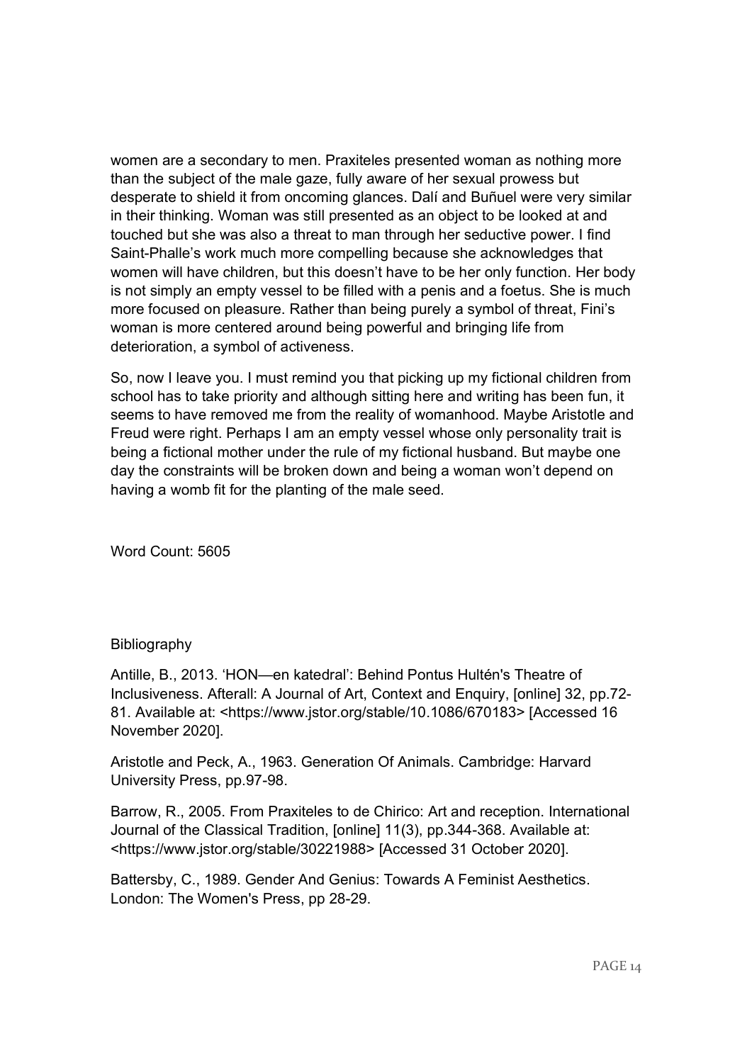women are a secondary to men. Praxiteles presented woman as nothing more than the subject of the male gaze, fully aware of her sexual prowess but desperate to shield it from oncoming glances. Dalí and Buñuel were very similar in their thinking. Woman was still presented as an object to be looked at and touched but she was also a threat to man through her seductive power. I find Saint-Phalle's work much more compelling because she acknowledges that women will have children, but this doesn't have to be her only function. Her body is not simply an empty vessel to be filled with a penis and a foetus. She is much more focused on pleasure. Rather than being purely a symbol of threat, Fini's woman is more centered around being powerful and bringing life from deterioration, a symbol of activeness.

So, now I leave you. I must remind you that picking up my fictional children from school has to take priority and although sitting here and writing has been fun, it seems to have removed me from the reality of womanhood. Maybe Aristotle and Freud were right. Perhaps I am an empty vessel whose only personality trait is being a fictional mother under the rule of my fictional husband. But maybe one day the constraints will be broken down and being a woman won't depend on having a womb fit for the planting of the male seed.

Word Count: 5605

Bibliography

Antille, B., 2013. 'HON—en katedral': Behind Pontus Hultén's Theatre of Inclusiveness. Afterall: A Journal of Art, Context and Enquiry, [online] 32, pp.72-81. Available at: <https://www.jstor.org/stable/10.1086/670183> [Accessed 16 November 2020].

Aristotle and Peck, A., 1963. Generation Of Animals. Cambridge: Harvard University Press, pp.97-98.

Barrow, R., 2005. From Praxiteles to de Chirico: Art and reception. International Journal of the Classical Tradition, [online] 11(3), pp.344-368. Available at: <https://www.jstor.org/stable/30221988> [Accessed 31 October 2020].

Battersby, C., 1989. Gender And Genius: Towards A Feminist Aesthetics. London: The Women's Press, pp 28-29.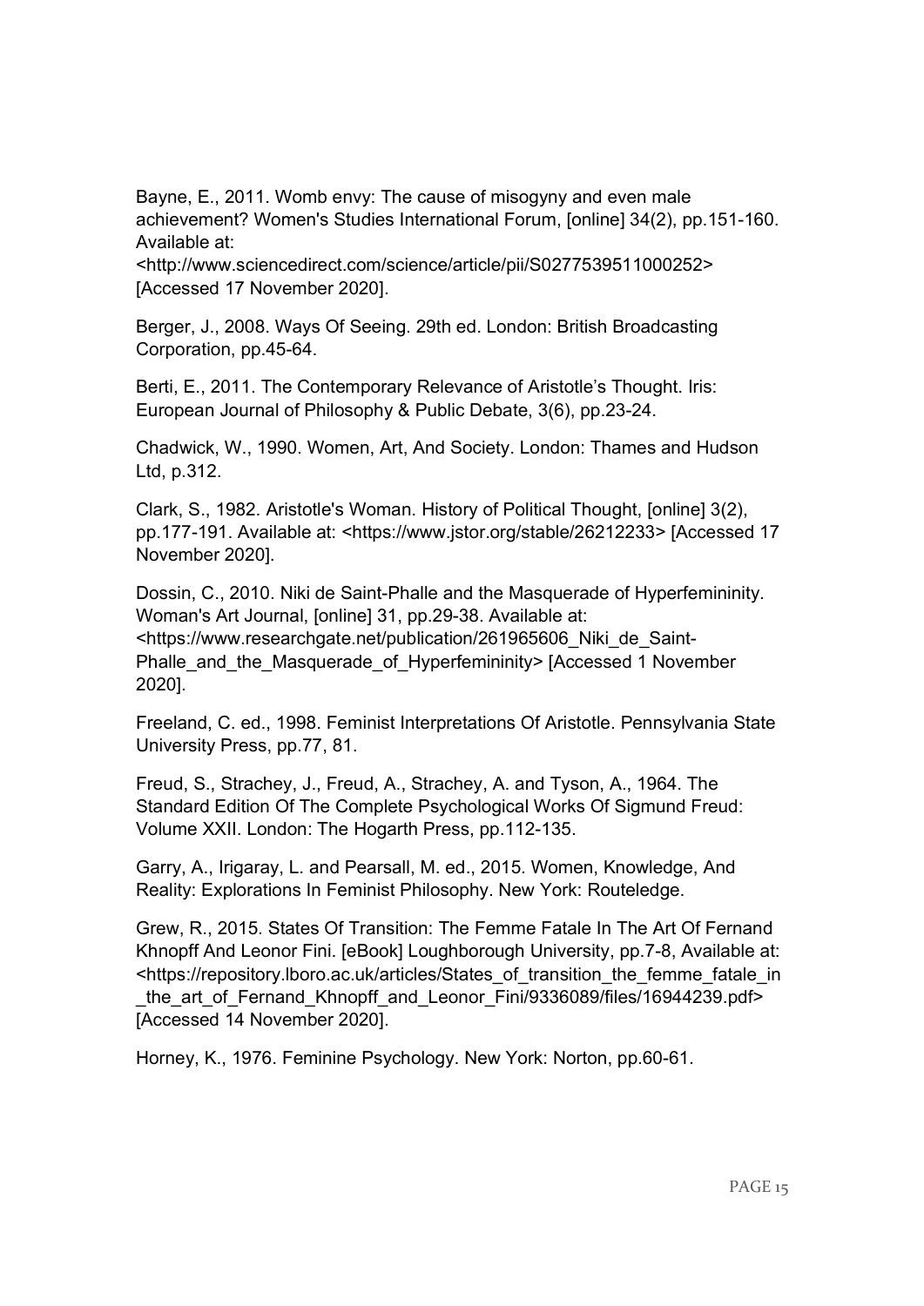Bayne, E., 2011. Womb envy: The cause of misogyny and even male achievement? Women's Studies International Forum, [online] 34(2), pp.151-160. Available at: <http://www.sciencedirect.com/science/article/pii/S0277539511000252> [Accessed 17 November 2020].

Berger, J., 2008. Ways Of Seeing. 29th ed. London: British Broadcasting Corporation, pp.45-64.

Berti, E., 2011. The Contemporary Relevance of Aristotle's Thought. Iris: European Journal of Philosophy & Public Debate, 3(6), pp.23-24.

Chadwick, W., 1990. Women, Art, And Society. London: Thames and Hudson Ltd, p.312.

Clark, S., 1982. Aristotle's Woman. History of Political Thought, [online] 3(2), pp.177-191. Available at: <https://www.jstor.org/stable/26212233> [Accessed 17 November 2020].

Dossin, C., 2010. Niki de Saint-Phalle and the Masquerade of Hyperfemininity. Woman's Art Journal, [online] 31, pp.29-38. Available at: <https://www.researchgate.net/publication/261965606_Niki_de_Saint-Phalle_and_the_Masquerade_of_Hyperfemininity> [Accessed 1 November 2020].

Freeland, C. ed., 1998. Feminist Interpretations Of Aristotle. Pennsylvania State University Press, pp.77, 81.

Freud, S., Strachey, J., Freud, A., Strachey, A. and Tyson, A., 1964. The Standard Edition Of The Complete Psychological Works Of Sigmund Freud: Volume XXII. London: The Hogarth Press, pp.112-135.

Garry, A., Irigaray, L. and Pearsall, M. ed., 2015. Women, Knowledge, And Reality: Explorations In Feminist Philosophy. New York: Routeledge.

Grew, R., 2015. States Of Transition: The Femme Fatale In The Art Of Fernand Khnopff And Leonor Fini. [eBook] Loughborough University, pp.7-8, Available at: <https://repository.lboro.ac.uk/articles/States_of_transition_the_femme_fatale_in_the_art_of_Fernand_Khnopff_and_Leonor_Fini/9336089/files/16944239.pdf> [Accessed 14 November 2020].

Horney, K., 1976. Feminine Psychology. New York: Norton, pp.60-61.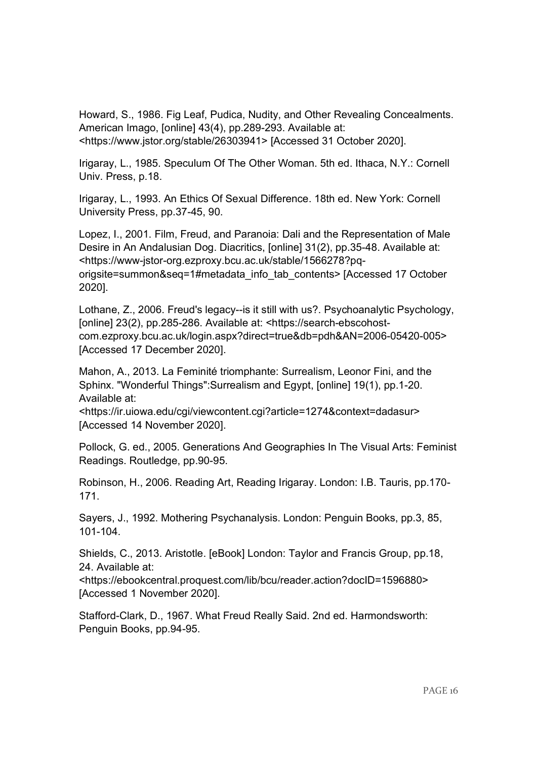Howard, S., 1986. Fig Leaf, Pudica, Nudity, and Other Revealing Concealments. American Imago, [online] 43(4), pp.289-293. Available at: <https://www.jstor.org/stable/26303941> [Accessed 31 October 2020].

Irigaray, L., 1985. Speculum Of The Other Woman. 5th ed. Ithaca, N.Y.: Cornell Univ. Press, p.18.

Irigaray, L., 1993. An Ethics Of Sexual Difference. 18th ed. New York: Cornell University Press, pp.37-45, 90.

Lopez, I., 2001. Film, Freud, and Paranoia: Dali and the Representation of Male Desire in An Andalusian Dog. Diacritics, [online] 31(2), pp.35-48. Available at: <https://www-jstor-org.ezproxy.bcu.ac.uk/stable/1566278?pq-origsite=summon&seq=1#metadata_info_tab_contents> [Accessed 17 October 2020].

Lothane, Z., 2006. Freud's legacy--is it still with us?. Psychoanalytic Psychology, [online] 23(2), pp.285-286. Available at: <https://search-ebscohost-com.ezproxy.bcu.ac.uk/login.aspx?direct=true&db=pdh&AN=2006-05420-005> [Accessed 17 December 2020].

Mahon, A., 2013. La Feminité triomphante: Surrealism, Leonor Fini, and the Sphinx. "Wonderful Things":Surrealism and Egypt, [online] 19(1), pp.1-20. Available at: <https://ir.uiowa.edu/cgi/viewcontent.cgi?article=1274&context=dadasur> [Accessed 14 November 2020].

Pollock, G. ed., 2005. Generations And Geographies In The Visual Arts: Feminist Readings. Routledge, pp.90-95.

Robinson, H., 2006. Reading Art, Reading Irigaray. London: I.B. Tauris, pp.170-171.

Sayers, J., 1992. Mothering Psychanalysis. London: Penguin Books, pp.3, 85, 101-104.

Shields, C., 2013. Aristotle. [eBook] London: Taylor and Francis Group, pp.18, 24. Available at: <https://ebookcentral.proquest.com/lib/bcu/reader.action?docID=1596880> [Accessed 1 November 2020].

Stafford-Clark, D., 1967. What Freud Really Said. 2nd ed. Harmondsworth: Penguin Books, pp.94-95.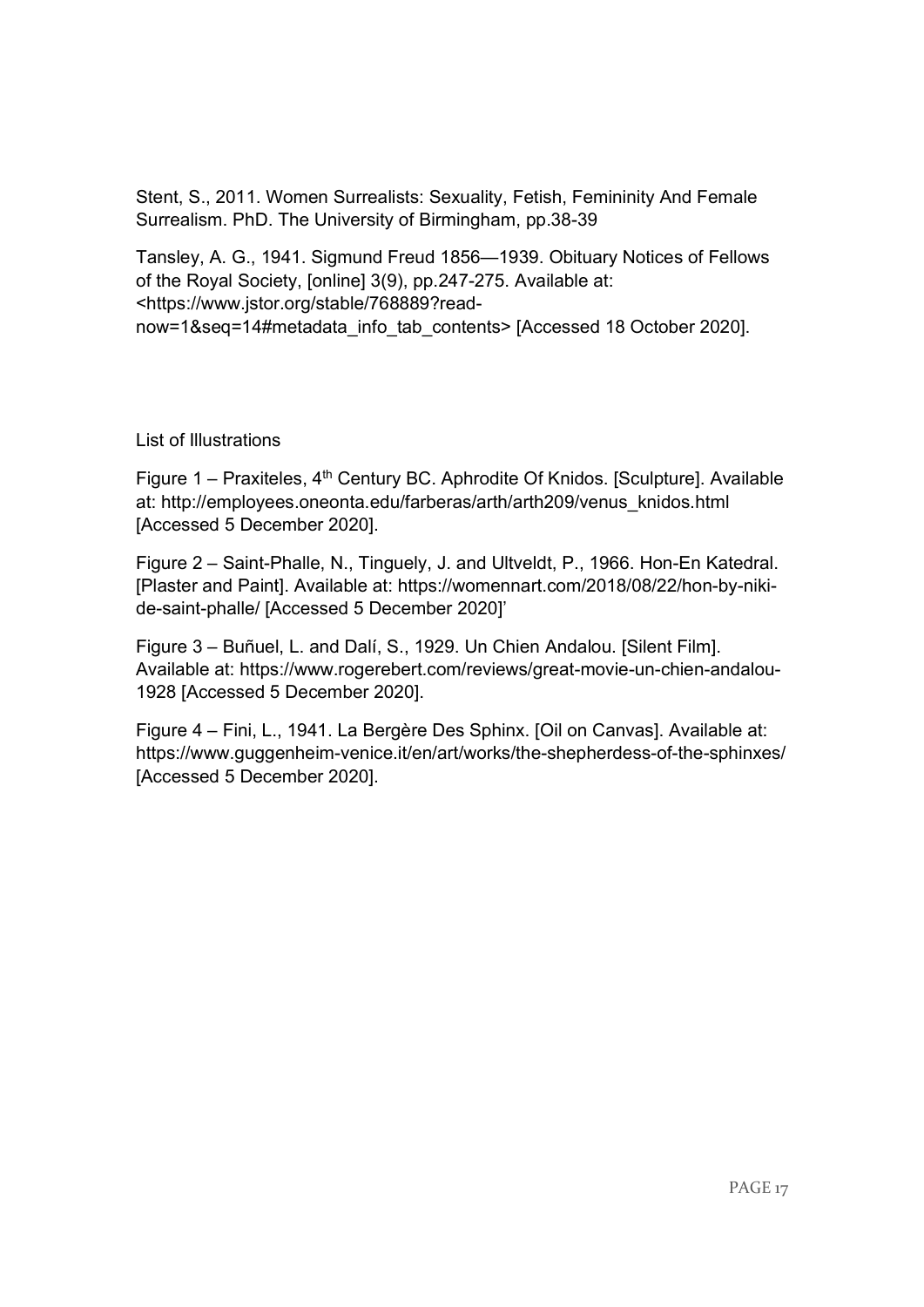Stent, S., 2011. Women Surrealists: Sexuality, Fetish, Femininity And Female Surrealism. PhD. The University of Birmingham, pp.38-39

Tansley, A. G., 1941. Sigmund Freud 1856—1939. Obituary Notices of Fellows of the Royal Society, [online] 3(9), pp.247-275. Available at: <https://www.jstor.org/stable/768889?read-now=1&seq=14#metadata_info_tab_contents> [Accessed 18 October 2020].

List of Illustrations

Figure 1 – Praxiteles, 4th Century BC. Aphrodite Of Knidos. [Sculpture]. Available at: http://employees.oneonta.edu/farberas/arth/arth209/venus_knidos.html [Accessed 5 December 2020].

Figure 2 – Saint-Phalle, N., Tinguely, J. and Ultveldt, P., 1966. Hon-En Katedral. [Plaster and Paint]. Available at: https://womennart.com/2018/08/22/hon-by-niki-de-saint-phalle/ [Accessed 5 December 2020]'

Figure 3 – Buñuel, L. and Dalí, S., 1929. Un Chien Andalou. [Silent Film]. Available at: https://www.rogerebert.com/reviews/great-movie-un-chien-andalou-1928 [Accessed 5 December 2020].

Figure 4 – Fini, L., 1941. La Bergère Des Sphinx. [Oil on Canvas]. Available at: https://www.guggenheim-venice.it/en/art/works/the-shepherdess-of-the-sphinxes/ [Accessed 5 December 2020].